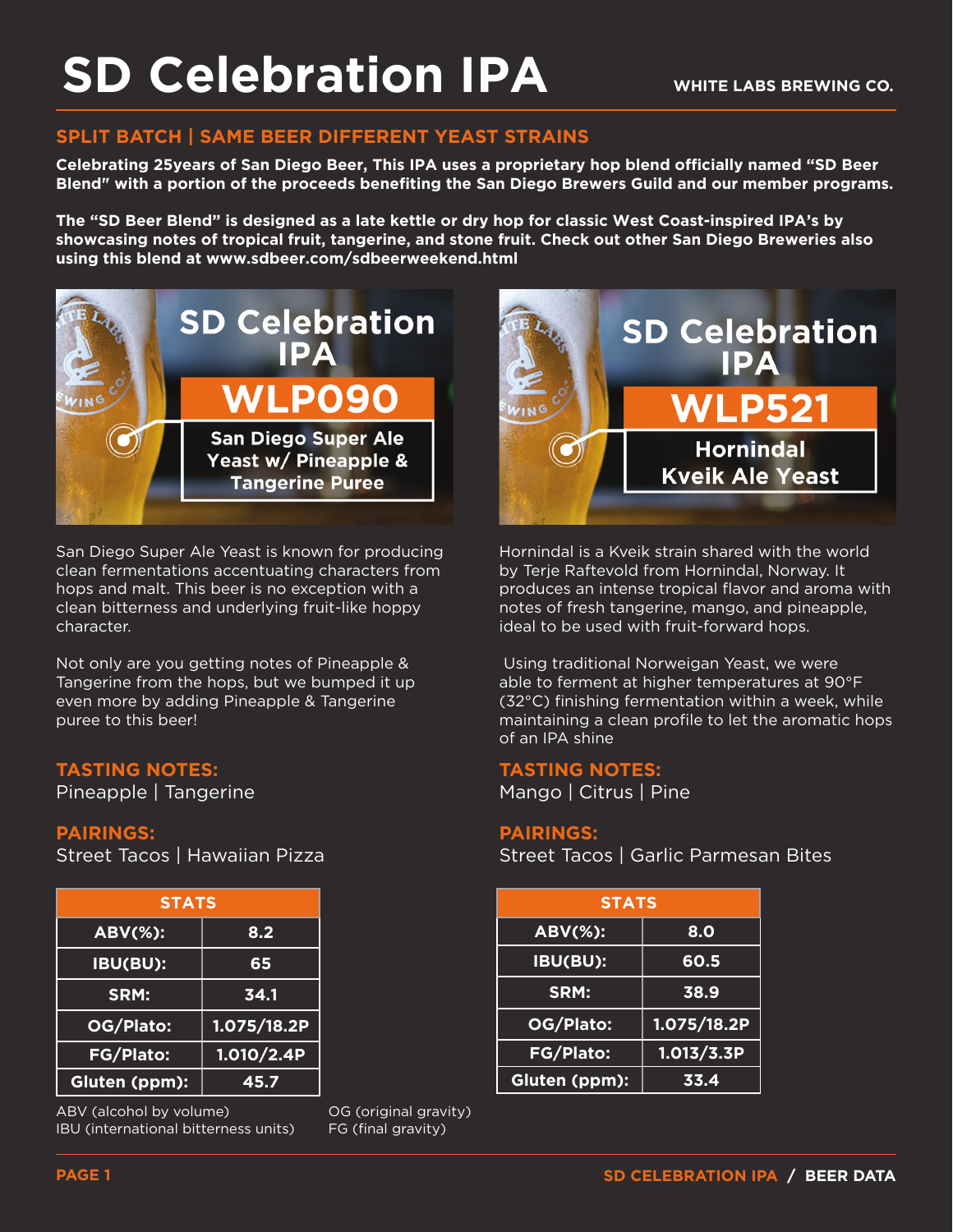# SD Celebration IPA

**WHITE LABS BREWING CO.**

## SPLIT BATCH | SAME BEER DIFFERENT YEAST STRAINS

**Celebrating 25years of San Diego Beer, This IPA uses a proprietary hop blend officially named "SD Beer Blend" with a portion of the proceeds benefiting the San Diego Brewers Guild and our member programs.**

**The "SD Beer Blend" is designed as a late kettle or dry hop for classic West Coast-inspired IPA's by showcasing notes of tropical fruit, tangerine, and stone fruit. Check out other San Diego Breweries also using this blend at www.sdbeer.com/sdbeerweekend.html**

## SD Celebration IPA — WLP090

San Diego Super Ale Yeast w/ Pineapple & Tangerine Puree

San Diego Super Ale Yeast is known for producing clean fermentations accentuating characters from hops and malt. This beer is no exception with a clean bitterness and underlying fruit-like hoppy character.

Not only are you getting notes of Pineapple & Tangerine from the hops, but we bumped it up even more by adding Pineapple & Tangerine puree to this beer!

### TASTING NOTES:

Pineapple | Tangerine

### PAIRINGS:

Street Tacos | Hawaiian Pizza

| STATS | |
|---|---|
| ABV(%): | 8.2 |
| IBU(BU): | 65 |
| SRM: | 34.1 |
| OG/Plato: | 1.075/18.2P |
| FG/Plato: | 1.010/2.4P |
| Gluten (ppm): | 45.7 |

## SD Celebration IPA — WLP521

Hornindal Kveik Ale Yeast

Hornindal is a Kveik strain shared with the world by Terje Raftevold from Hornindal, Norway. It produces an intense tropical flavor and aroma with notes of fresh tangerine, mango, and pineapple, ideal to be used with fruit-forward hops.

Using traditional Norweigan Yeast, we were able to ferment at higher temperatures at 90°F (32°C) finishing fermentation within a week, while maintaining a clean profile to let the aromatic hops of an IPA shine

### TASTING NOTES:

Mango | Citrus | Pine

### PAIRINGS:

Street Tacos | Garlic Parmesan Bites

| STATS | |
|---|---|
| ABV(%): | 8.0 |
| IBU(BU): | 60.5 |
| SRM: | 38.9 |
| OG/Plato: | 1.075/18.2P |
| FG/Plato: | 1.013/3.3P |
| Gluten (ppm): | 33.4 |

ABV (alcohol by volume)
IBU (international bitterness units)
OG (original gravity)
FG (final gravity)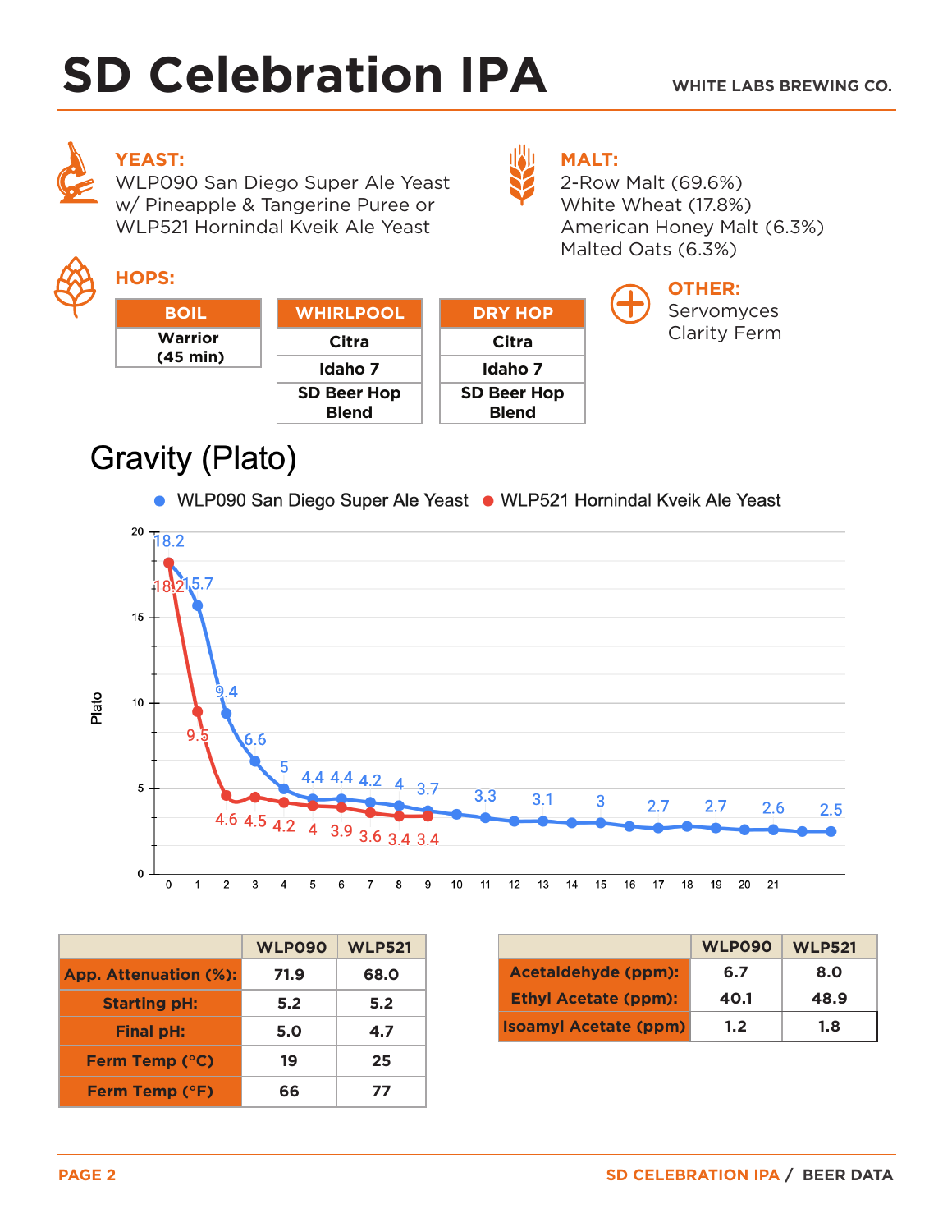# SD Celebration IPA

WHITE LABS BREWING CO.

**YEAST:**
WLP090 San Diego Super Ale Yeast w/ Pineapple & Tangerine Puree or WLP521 Hornindal Kveik Ale Yeast

**MALT:**
2-Row Malt (69.6%)
White Wheat (17.8%)
American Honey Malt (6.3%)
Malted Oats (6.3%)

**HOPS:**

| BOIL | WHIRLPOOL | DRY HOP |
|---|---|---|
| Warrior (45 min) | Citra | Citra |
| | Idaho 7 | Idaho 7 |
| | SD Beer Hop Blend | SD Beer Hop Blend |

**OTHER:**
Servomyces
Clarity Ferm

## Gravity (Plato)

WLP090 San Diego Super Ale Yeast
WLP521 Hornindal Kveik Ale Yeast

Plato

0 5 10 15 20

0 1 2 3 4 5 6 7 8 9 10 11 12 13 14 15 16 17 18 19 20 21

WLP090: 18.2, 15.7, 9.4, 6.6, 5, 4.4, 4.4, 4.2, 4, 3.7, 3.3, 3.1, 3, 2.7, 2.7, 2.6, 2.5

WLP521: 18.2, 9.5, 4.6, 4.5, 4.2, 4, 3.9, 3.6, 3.4, 3.4

| | WLP090 | WLP521 |
|---|---|---|
| App. Attenuation (%): | 71.9 | 68.0 |
| Starting pH: | 5.2 | 5.2 |
| Final pH: | 5.0 | 4.7 |
| Ferm Temp (°C) | 19 | 25 |
| Ferm Temp (°F) | 66 | 77 |

| | WLP090 | WLP521 |
|---|---|---|
| Acetaldehyde (ppm): | 6.7 | 8.0 |
| Ethyl Acetate (ppm): | 40.1 | 48.9 |
| Isoamyl Acetate (ppm) | 1.2 | 1.8 |